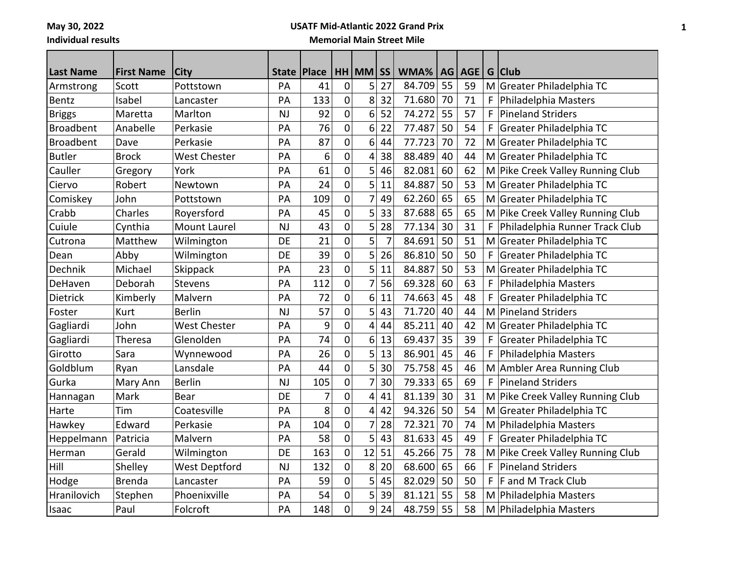May 30, 2022

Individual results

**USATF Mid-Atlantic 2022 Grand Prix**

**Memorial Main Street Mile**

| Last Name | First Name | City | State | Place | HH | MM | SS | WMA% | AG | AGE | G | Club |
|---|---|---|---|---|---|---|---|---|---|---|---|---|
| Armstrong | Scott | Pottstown | PA | 41 | 0 | 5 | 27 | 84.709 | 55 | 59 | M | Greater Philadelphia TC |
| Bentz | Isabel | Lancaster | PA | 133 | 0 | 8 | 32 | 71.680 | 70 | 71 | F | Philadelphia Masters |
| Briggs | Maretta | Marlton | NJ | 92 | 0 | 6 | 52 | 74.272 | 55 | 57 | F | Pineland Striders |
| Broadbent | Anabelle | Perkasie | PA | 76 | 0 | 6 | 22 | 77.487 | 50 | 54 | F | Greater Philadelphia TC |
| Broadbent | Dave | Perkasie | PA | 87 | 0 | 6 | 44 | 77.723 | 70 | 72 | M | Greater Philadelphia TC |
| Butler | Brock | West Chester | PA | 6 | 0 | 4 | 38 | 88.489 | 40 | 44 | M | Greater Philadelphia TC |
| Cauller | Gregory | York | PA | 61 | 0 | 5 | 46 | 82.081 | 60 | 62 | M | Pike Creek Valley Running Club |
| Ciervo | Robert | Newtown | PA | 24 | 0 | 5 | 11 | 84.887 | 50 | 53 | M | Greater Philadelphia TC |
| Comiskey | John | Pottstown | PA | 109 | 0 | 7 | 49 | 62.260 | 65 | 65 | M | Greater Philadelphia TC |
| Crabb | Charles | Royersford | PA | 45 | 0 | 5 | 33 | 87.688 | 65 | 65 | M | Pike Creek Valley Running Club |
| Cuiule | Cynthia | Mount Laurel | NJ | 43 | 0 | 5 | 28 | 77.134 | 30 | 31 | F | Philadelphia Runner Track Club |
| Cutrona | Matthew | Wilmington | DE | 21 | 0 | 5 | 7 | 84.691 | 50 | 51 | M | Greater Philadelphia TC |
| Dean | Abby | Wilmington | DE | 39 | 0 | 5 | 26 | 86.810 | 50 | 50 | F | Greater Philadelphia TC |
| Dechnik | Michael | Skippack | PA | 23 | 0 | 5 | 11 | 84.887 | 50 | 53 | M | Greater Philadelphia TC |
| DeHaven | Deborah | Stevens | PA | 112 | 0 | 7 | 56 | 69.328 | 60 | 63 | F | Philadelphia Masters |
| Dietrick | Kimberly | Malvern | PA | 72 | 0 | 6 | 11 | 74.663 | 45 | 48 | F | Greater Philadelphia TC |
| Foster | Kurt | Berlin | NJ | 57 | 0 | 5 | 43 | 71.720 | 40 | 44 | M | Pineland Striders |
| Gagliardi | John | West Chester | PA | 9 | 0 | 4 | 44 | 85.211 | 40 | 42 | M | Greater Philadelphia TC |
| Gagliardi | Theresa | Glenolden | PA | 74 | 0 | 6 | 13 | 69.437 | 35 | 39 | F | Greater Philadelphia TC |
| Girotto | Sara | Wynnewood | PA | 26 | 0 | 5 | 13 | 86.901 | 45 | 46 | F | Philadelphia Masters |
| Goldblum | Ryan | Lansdale | PA | 44 | 0 | 5 | 30 | 75.758 | 45 | 46 | M | Ambler Area Running Club |
| Gurka | Mary Ann | Berlin | NJ | 105 | 0 | 7 | 30 | 79.333 | 65 | 69 | F | Pineland Striders |
| Hannagan | Mark | Bear | DE | 7 | 0 | 4 | 41 | 81.139 | 30 | 31 | M | Pike Creek Valley Running Club |
| Harte | Tim | Coatesville | PA | 8 | 0 | 4 | 42 | 94.326 | 50 | 54 | M | Greater Philadelphia TC |
| Hawkey | Edward | Perkasie | PA | 104 | 0 | 7 | 28 | 72.321 | 70 | 74 | M | Philadelphia Masters |
| Heppelmann | Patricia | Malvern | PA | 58 | 0 | 5 | 43 | 81.633 | 45 | 49 | F | Greater Philadelphia TC |
| Herman | Gerald | Wilmington | DE | 163 | 0 | 12 | 51 | 45.266 | 75 | 78 | M | Pike Creek Valley Running Club |
| Hill | Shelley | West Deptford | NJ | 132 | 0 | 8 | 20 | 68.600 | 65 | 66 | F | Pineland Striders |
| Hodge | Brenda | Lancaster | PA | 59 | 0 | 5 | 45 | 82.029 | 50 | 50 | F | F and M Track Club |
| Hranilovich | Stephen | Phoenixville | PA | 54 | 0 | 5 | 39 | 81.121 | 55 | 58 | M | Philadelphia Masters |
| Isaac | Paul | Folcroft | PA | 148 | 0 | 9 | 24 | 48.759 | 55 | 58 | M | Philadelphia Masters |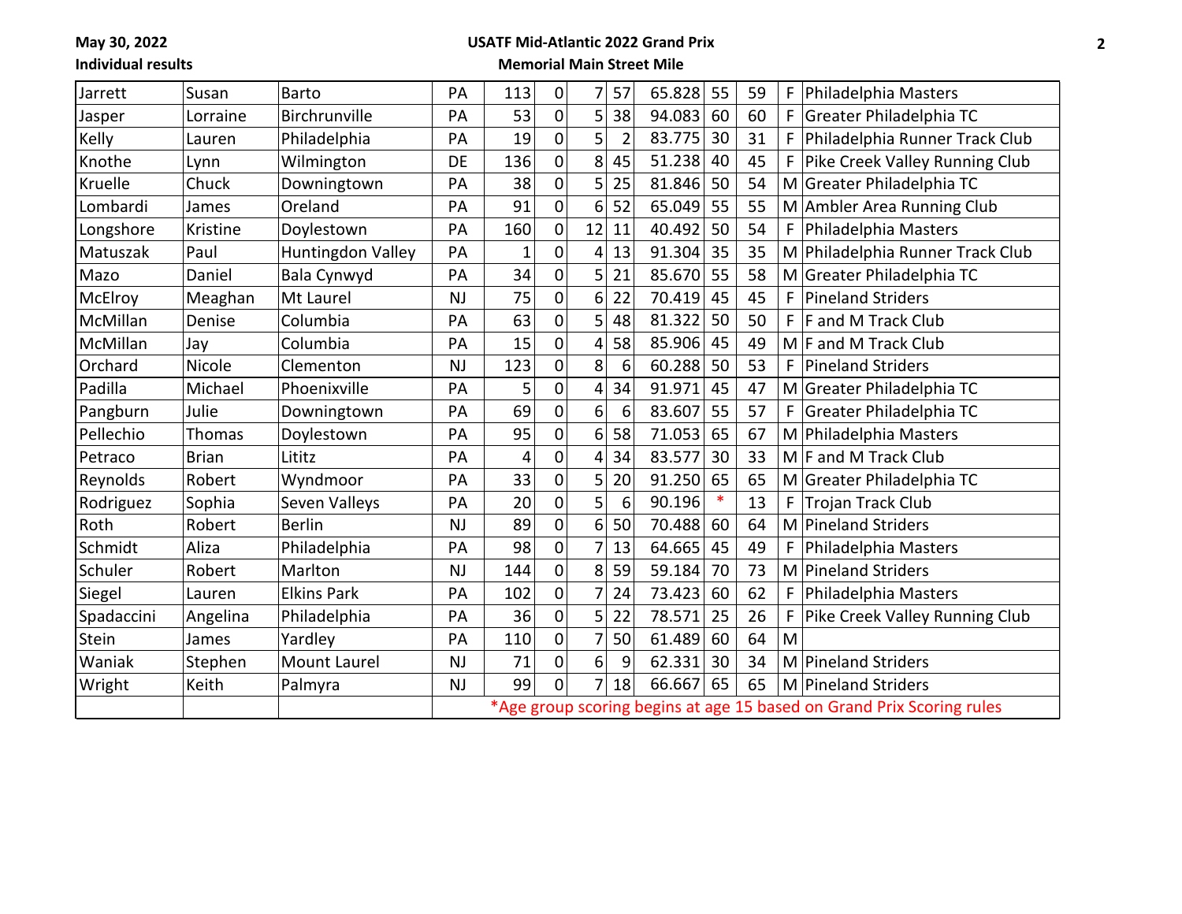**May 30, 2022**
**Individual results**

**USATF Mid-Atlantic 2022 Grand Prix**
**Memorial Main Street Mile**

| | | | | | | | | | | | | |
|---|---|---|---|---|---|---|---|---|---|---|---|---|
| Jarrett | Susan | Barto | PA | 113 | 0 | 7 | 57 | 65.828 | 55 | 59 | F | Philadelphia Masters |
| Jasper | Lorraine | Birchrunville | PA | 53 | 0 | 5 | 38 | 94.083 | 60 | 60 | F | Greater Philadelphia TC |
| Kelly | Lauren | Philadelphia | PA | 19 | 0 | 5 | 2 | 83.775 | 30 | 31 | F | Philadelphia Runner Track Club |
| Knothe | Lynn | Wilmington | DE | 136 | 0 | 8 | 45 | 51.238 | 40 | 45 | F | Pike Creek Valley Running Club |
| Kruelle | Chuck | Downingtown | PA | 38 | 0 | 5 | 25 | 81.846 | 50 | 54 | M | Greater Philadelphia TC |
| Lombardi | James | Oreland | PA | 91 | 0 | 6 | 52 | 65.049 | 55 | 55 | M | Ambler Area Running Club |
| Longshore | Kristine | Doylestown | PA | 160 | 0 | 12 | 11 | 40.492 | 50 | 54 | F | Philadelphia Masters |
| Matuszak | Paul | Huntingdon Valley | PA | 1 | 0 | 4 | 13 | 91.304 | 35 | 35 | M | Philadelphia Runner Track Club |
| Mazo | Daniel | Bala Cynwyd | PA | 34 | 0 | 5 | 21 | 85.670 | 55 | 58 | M | Greater Philadelphia TC |
| McElroy | Meaghan | Mt Laurel | NJ | 75 | 0 | 6 | 22 | 70.419 | 45 | 45 | F | Pineland Striders |
| McMillan | Denise | Columbia | PA | 63 | 0 | 5 | 48 | 81.322 | 50 | 50 | F | F and M Track Club |
| McMillan | Jay | Columbia | PA | 15 | 0 | 4 | 58 | 85.906 | 45 | 49 | M | F and M Track Club |
| Orchard | Nicole | Clementon | NJ | 123 | 0 | 8 | 6 | 60.288 | 50 | 53 | F | Pineland Striders |
| Padilla | Michael | Phoenixville | PA | 5 | 0 | 4 | 34 | 91.971 | 45 | 47 | M | Greater Philadelphia TC |
| Pangburn | Julie | Downingtown | PA | 69 | 0 | 6 | 6 | 83.607 | 55 | 57 | F | Greater Philadelphia TC |
| Pellechio | Thomas | Doylestown | PA | 95 | 0 | 6 | 58 | 71.053 | 65 | 67 | M | Philadelphia Masters |
| Petraco | Brian | Lititz | PA | 4 | 0 | 4 | 34 | 83.577 | 30 | 33 | M | F and M Track Club |
| Reynolds | Robert | Wyndmoor | PA | 33 | 0 | 5 | 20 | 91.250 | 65 | 65 | M | Greater Philadelphia TC |
| Rodriguez | Sophia | Seven Valleys | PA | 20 | 0 | 5 | 6 | 90.196 | * | 13 | F | Trojan Track Club |
| Roth | Robert | Berlin | NJ | 89 | 0 | 6 | 50 | 70.488 | 60 | 64 | M | Pineland Striders |
| Schmidt | Aliza | Philadelphia | PA | 98 | 0 | 7 | 13 | 64.665 | 45 | 49 | F | Philadelphia Masters |
| Schuler | Robert | Marlton | NJ | 144 | 0 | 8 | 59 | 59.184 | 70 | 73 | M | Pineland Striders |
| Siegel | Lauren | Elkins Park | PA | 102 | 0 | 7 | 24 | 73.423 | 60 | 62 | F | Philadelphia Masters |
| Spadaccini | Angelina | Philadelphia | PA | 36 | 0 | 5 | 22 | 78.571 | 25 | 26 | F | Pike Creek Valley Running Club |
| Stein | James | Yardley | PA | 110 | 0 | 7 | 50 | 61.489 | 60 | 64 | M | |
| Waniak | Stephen | Mount Laurel | NJ | 71 | 0 | 6 | 9 | 62.331 | 30 | 34 | M | Pineland Striders |
| Wright | Keith | Palmyra | NJ | 99 | 0 | 7 | 18 | 66.667 | 65 | 65 | M | Pineland Striders |

*Age group scoring begins at age 15 based on Grand Prix Scoring rules